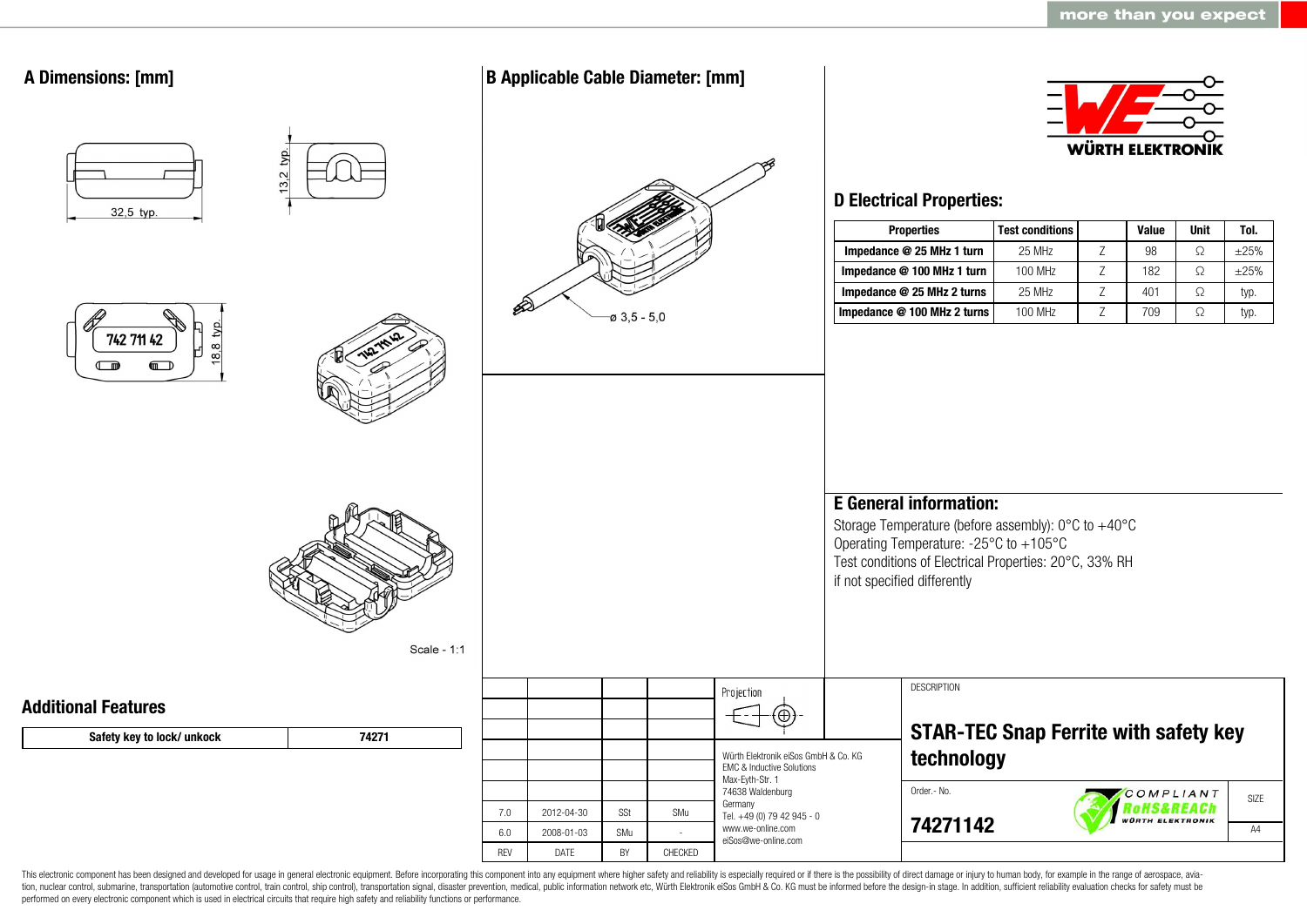## A Dimensions: [mm]

32,5 typ.

13,2 typ.

742 711 42

18,8 typ.

Scale - 1:1

## B Applicable Cable Diameter: [mm]

ø 3,5 - 5,0

## D Electrical Properties:

| Properties | Test conditions | | Value | Unit | Tol. |
|---|---|---|---|---|---|
| Impedance @ 25 MHz 1 turn | 25 MHz | Z | 98 | Ω | ±25% |
| Impedance @ 100 MHz 1 turn | 100 MHz | Z | 182 | Ω | ±25% |
| Impedance @ 25 MHz 2 turns | 25 MHz | Z | 401 | Ω | typ. |
| Impedance @ 100 MHz 2 turns | 100 MHz | Z | 709 | Ω | typ. |

## E General information:

Storage Temperature (before assembly): 0°C to +40°C
Operating Temperature: -25°C to +105°C
Test conditions of Electrical Properties: 20°C, 33% RH
if not specified differently

## Additional Features

| Safety key to lock/ unkock | 74271 |
|---|---|

| REV | DATE | BY | CHECKED |
|---|---|---|---|
| 7.0 | 2012-04-30 | SSt | SMu |
| 6.0 | 2008-01-03 | SMu | - |

Projection

Würth Elektronik eiSos GmbH & Co. KG
EMC & Inductive Solutions
Max-Eyth-Str. 1
74638 Waldenburg
Germany
Tel. +49 (0) 79 42 945 - 0
www.we-online.com
eiSos@we-online.com

DESCRIPTION

**STAR-TEC Snap Ferrite with safety key technology**

Order.- No.

**74271142**

COMPLIANT RoHS&REACh WÜRTH ELEKTRONIK

SIZE A4

This electronic component has been designed and developed for usage in general electronic equipment. Before incorporating this component into any equipment where higher safety and reliability is especially required or if there is the possibility of direct damage or injury to human body, for example in the range of aerospace, aviation, nuclear control, submarine, transportation (automotive control, train control, ship control), transportation signal, disaster prevention, medical, public information network etc, Würth Elektronik eiSos GmbH & Co. KG must be informed before the design-in stage. In addition, sufficient reliability evaluation checks for safety must be performed on every electronic component which is used in electrical circuits that require high safety and reliability functions or performance.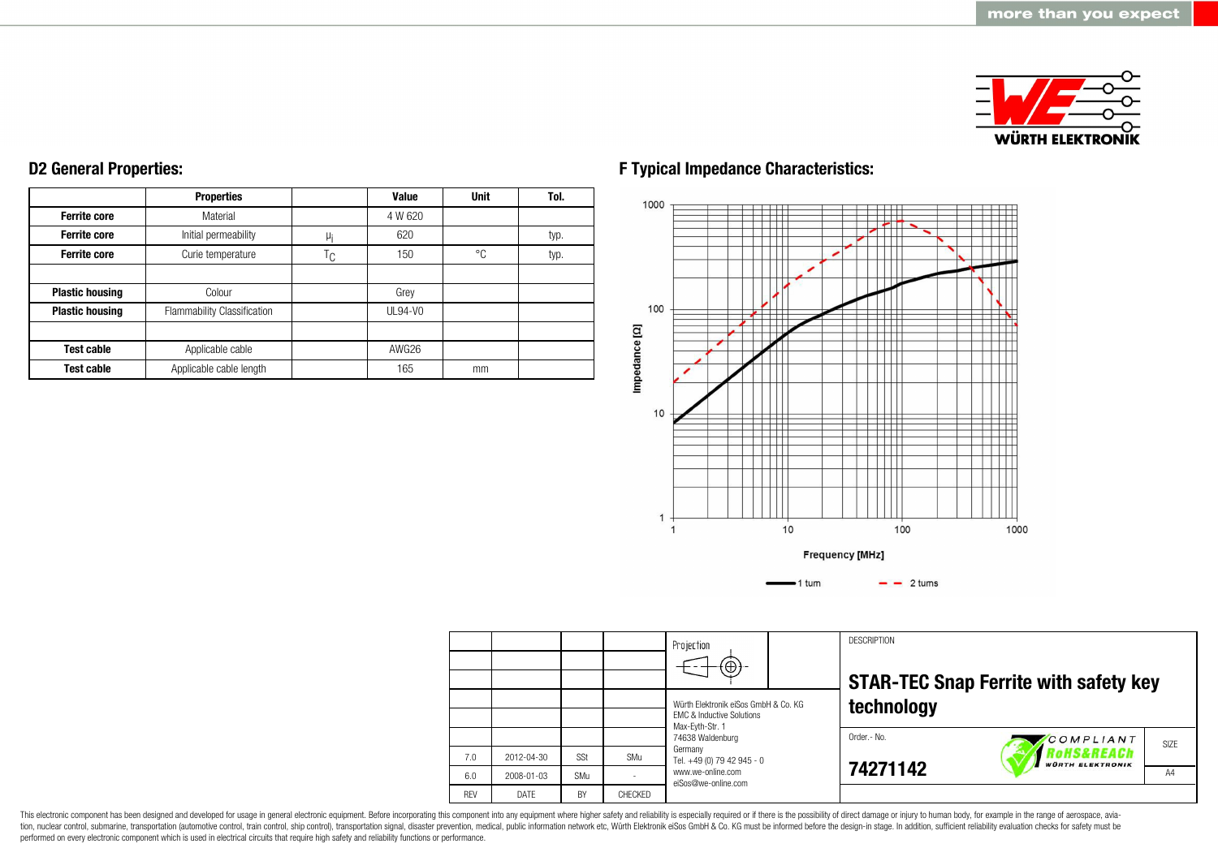## D2 General Properties:

| | Properties | | Value | Unit | Tol. |
|---|---|---|---|---|---|
| **Ferrite core** | Material | | 4 W 620 | | |
| **Ferrite core** | Initial permeability | $\mu_i$ | 620 | | typ. |
| **Ferrite core** | Curie temperature | $T_C$ | 150 | °C | typ. |
| | | | | | |
| **Plastic housing** | Colour | | Grey | | |
| **Plastic housing** | Flammability Classification | | UL94-V0 | | |
| | | | | | |
| **Test cable** | Applicable cable | | AWG26 | | |
| **Test cable** | Applicable cable length | | 165 | mm | |

## F Typical Impedance Characteristics:

Impedance [Ω]

Frequency [MHz]

1 turn — 2 turns

| | | | | Projection | | DESCRIPTION |
|---|---|---|---|---|---|---|
| | | | | | | **STAR-TEC Snap Ferrite with safety key technology** |
| 7.0 | 2012-04-30 | SSt | SMu | Würth Elektronik eiSos GmbH & Co. KG<br>EMC & Inductive Solutions<br>Max-Eyth-Str. 1<br>74638 Waldenburg<br>Germany<br>Tel. +49 (0) 79 42 945 - 0<br>www.we-online.com<br>eiSos@we-online.com | | Order.- No. **74271142** |
| 6.0 | 2008-01-03 | SMu | - | | | SIZE A4 |
| REV | DATE | BY | CHECKED | | | |

This electronic component has been designed and developed for usage in general electronic equipment. Before incorporating this component into any equipment where higher safety and reliability is especially required or if there is the possibility of direct damage or injury to human body, for example in the range of aerospace, aviation, nuclear control, submarine, transportation (automotive control, train control, ship control), transportation signal, disaster prevention, medical, public information network etc, Würth Elektronik eiSos GmbH & Co. KG must be informed before the design-in stage. In addition, sufficient reliability evaluation checks for safety must be performed on every electronic component which is used in electrical circuits that require high safety and reliability functions or performance.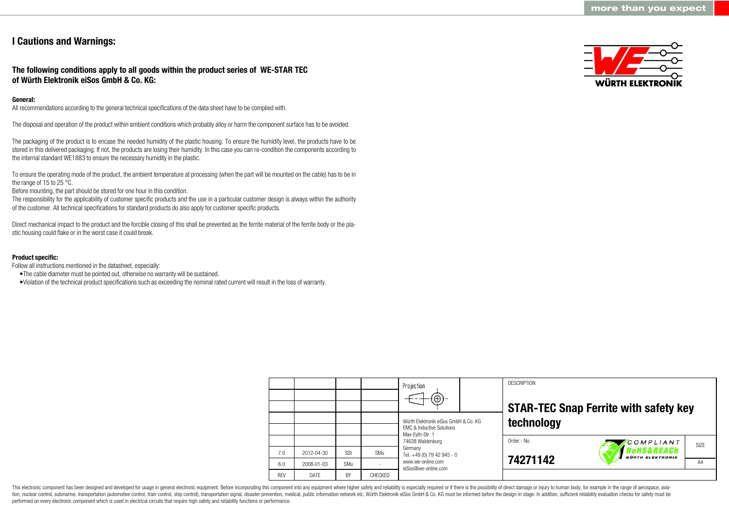# I Cautions and Warnings:

## The following conditions apply to all goods within the product series of WE-STAR TEC of Würth Elektronik eiSos GmbH & Co. KG:

**General:**

All recommendations according to the general technical specifications of the data sheet have to be complied with.

The disposal and operation of the product within ambient conditions which probably alloy or harm the component surface has to be avoided.

The packaging of the product is to encase the needed humidity of the plastic housing. To ensure the humidity level, the products have to be stored in this delivered packaging. If not, the products are losing their humidity. In this case you can re-condition the components according to the internal standard WE1883 to ensure the necessary humidity in the plastic.

To ensure the operating mode of the product, the ambient temperature at processing (when the part will be mounted on the cable) has to be in the range of 15 to 25 °C.
Before mounting, the part should be stored for one hour in this condition.
The responsibility for the applicability of customer specific products and the use in a particular customer design is always within the authority of the customer. All technical specifications for standard products do also apply for customer specific products.

Direct mechanical impact to the product and the forcible closing of this shall be prevented as the ferrite material of the ferrite body or the plastic housing could flake or in the worst case it could break.

**Product specific:**

Follow all instructions mentioned in the datasheet, especially:

- The cable diameter must be pointed out, otherwise no warranty will be sustained.
- Violation of the technical product specifications such as exceeding the nominal rated current will result in the loss of warranty.

| REV | DATE | BY | CHECKED |
|---|---|---|---|
| 7.0 | 2012-04-30 | SSt | SMu |
| 6.0 | 2008-01-03 | SMu | - |

Projection

Würth Elektronik eiSos GmbH & Co. KG
EMC & Inductive Solutions
Max-Eyth-Str. 1
74638 Waldenburg
Germany
Tel. +49 (0) 79 42 945 - 0
www.we-online.com
eiSos@we-online.com

DESCRIPTION

**STAR-TEC Snap Ferrite with safety key technology**

Order.- No.

**74271142**

SIZE: A4

This electronic component has been designed and developed for usage in general electronic equipment. Before incorporating this component into any equipment where higher safety and reliability is especially required or if there is the possibility of direct damage or injury to human body, for example in the range of aerospace, aviation, nuclear control, submarine, transportation (automotive control, train control, ship control), transportation signal, disaster prevention, medical, public information network etc, Würth Elektronik eiSos GmbH & Co. KG must be informed before the design-in stage. In addition, sufficient reliability evaluation checks for safety must be performed on every electronic component which is used in electrical circuits that require high safety and reliability functions or performance.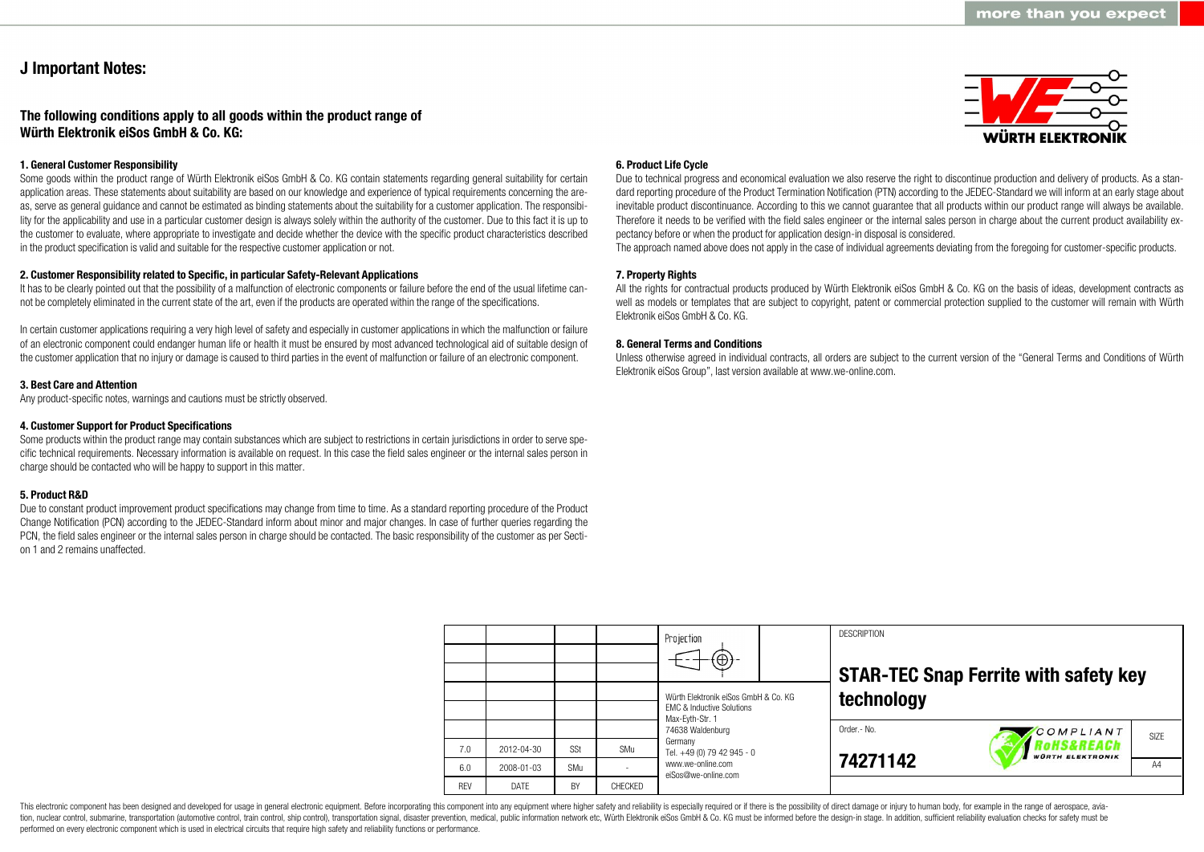## J Important Notes:

### The following conditions apply to all goods within the product range of Würth Elektronik eiSos GmbH & Co. KG:

**1. General Customer Responsibility**

Some goods within the product range of Würth Elektronik eiSos GmbH & Co. KG contain statements regarding general suitability for certain application areas. These statements about suitability are based on our knowledge and experience of typical requirements concerning the areas, serve as general guidance and cannot be estimated as binding statements about the suitability for a customer application. The responsibility for the applicability and use in a particular customer design is always solely within the authority of the customer. Due to this fact it is up to the customer to evaluate, where appropriate to investigate and decide whether the device with the specific product characteristics described in the product specification is valid and suitable for the respective customer application or not.

**2. Customer Responsibility related to Specific, in particular Safety-Relevant Applications**

It has to be clearly pointed out that the possibility of a malfunction of electronic components or failure before the end of the usual lifetime cannot be completely eliminated in the current state of the art, even if the products are operated within the range of the specifications.

In certain customer applications requiring a very high level of safety and especially in customer applications in which the malfunction or failure of an electronic component could endanger human life or health it must be ensured by most advanced technological aid of suitable design of the customer application that no injury or damage is caused to third parties in the event of malfunction or failure of an electronic component.

**3. Best Care and Attention**

Any product-specific notes, warnings and cautions must be strictly observed.

**4. Customer Support for Product Specifications**

Some products within the product range may contain substances which are subject to restrictions in certain jurisdictions in order to serve specific technical requirements. Necessary information is available on request. In this case the field sales engineer or the internal sales person in charge should be contacted who will be happy to support in this matter.

**5. Product R&D**

Due to constant product improvement product specifications may change from time to time. As a standard reporting procedure of the Product Change Notification (PCN) according to the JEDEC-Standard inform about minor and major changes. In case of further queries regarding the PCN, the field sales engineer or the internal sales person in charge should be contacted. The basic responsibility of the customer as per Section 1 and 2 remains unaffected.

**6. Product Life Cycle**

Due to technical progress and economical evaluation we also reserve the right to discontinue production and delivery of products. As a standard reporting procedure of the Product Termination Notification (PTN) according to the JEDEC-Standard we will inform at an early stage about inevitable product discontinuance. According to this we cannot guarantee that all products within our product range will always be available. Therefore it needs to be verified with the field sales engineer or the internal sales person in charge about the current product availability expectancy before or when the product for application design-in disposal is considered.

The approach named above does not apply in the case of individual agreements deviating from the foregoing for customer-specific products.

**7. Property Rights**

All the rights for contractual products produced by Würth Elektronik eiSos GmbH & Co. KG on the basis of ideas, development contracts as well as models or templates that are subject to copyright, patent or commercial protection supplied to the customer will remain with Würth Elektronik eiSos GmbH & Co. KG.

**8. General Terms and Conditions**

Unless otherwise agreed in individual contracts, all orders are subject to the current version of the "General Terms and Conditions of Würth Elektronik eiSos Group", last version available at www.we-online.com.

| REV | DATE | BY | CHECKED |
|---|---|---|---|
| 7.0 | 2012-04-30 | SSt | SMu |
| 6.0 | 2008-01-03 | SMu | - |

Projection

Würth Elektronik eiSos GmbH & Co. KG
EMC & Inductive Solutions
Max-Eyth-Str. 1
74638 Waldenburg
Germany
Tel. +49 (0) 79 42 945 - 0
www.we-online.com
eiSos@we-online.com

DESCRIPTION

**STAR-TEC Snap Ferrite with safety key technology**

Order.- No.

**74271142**

COMPLIANT RoHS&REACh WÜRTH ELEKTRONIK

SIZE A4

This electronic component has been designed and developed for usage in general electronic equipment. Before incorporating this component into any equipment where higher safety and reliability is especially required or if there is the possibility of direct damage or injury to human body, for example in the range of aerospace, aviation, nuclear control, submarine, transportation (automotive control, train control, ship control), transportation signal, disaster prevention, medical, public information network etc, Würth Elektronik eiSos GmbH & Co. KG must be informed before the design-in stage. In addition, sufficient reliability evaluation checks for safety must be performed on every electronic component which is used in electrical circuits that require high safety and reliability functions or performance.